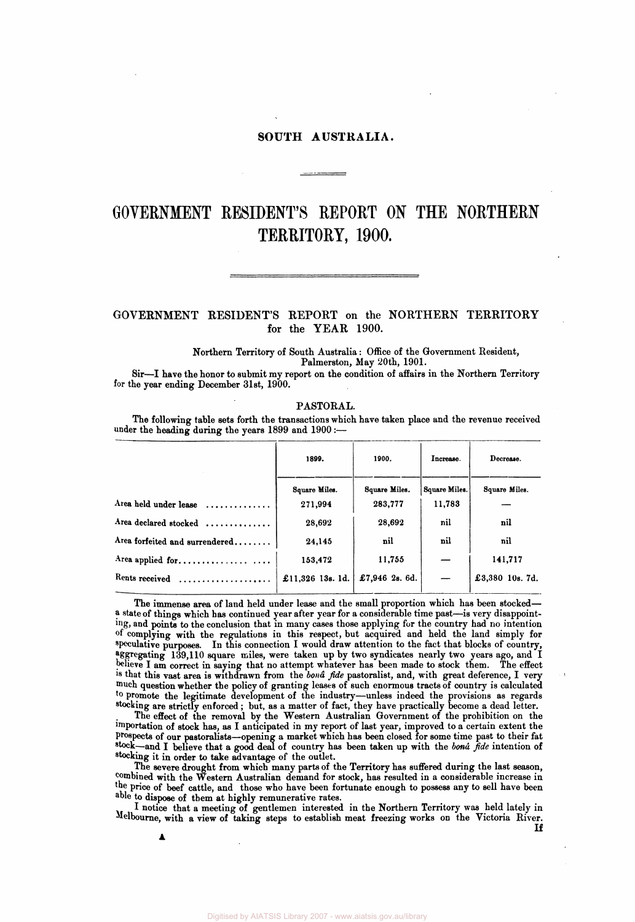SOUTH AUSTRALIA.

# GOVERNMENT RESIDENT'S REPORT ON THE NORTHERN TERRITORY, 1900.

## GOVERNMENT RESIDENT'S REPORT on the NORTHERN TERRITORY for the YEAR 1900.

Northern Territory of South Australia: Office of the Government Resident,
Palmerston, May 20th, 1901.

Sir—I have the honor to submit my report on the condition of affairs in the Northern Territory for the year ending December 31st, 1900.

### PASTORAL.

The following table sets forth the transactions which have taken place and the revenue received under the heading during the years 1899 and 1900:—

| | 1899. | 1900. | Increase. | Decrease. |
|---|---|---|---|---|
| | Square Miles. | Square Miles. | Square Miles. | Square Miles. |
| Area held under lease | 271,994 | 283,777 | 11,783 | — |
| Area declared stocked | 28,692 | 28,692 | nil | nil |
| Area forfeited and surrendered | 24,145 | nil | nil | nil |
| Area applied for | 153,472 | 11,755 | — | 141,717 |
| Rents received | £11,326 13s. 1d. | £7,946 2s. 6d. | — | £3,380 10s. 7d. |

The immense area of land held under lease and the small proportion which has been stocked—a state of things which has continued year after year for a considerable time past—is very disappointing, and points to the conclusion that in many cases those applying for the country had no intention of complying with the regulations in this respect, but acquired and held the land simply for speculative purposes. In this connection I would draw attention to the fact that blocks of country, aggregating 139,110 square miles, were taken up by two syndicates nearly two years ago, and I believe I am correct in saying that no attempt whatever has been made to stock them. The effect is that this vast area is withdrawn from the *boná fide* pastoralist, and, with great deference, I very much question whether the policy of granting leases of such enormous tracts of country is calculated to promote the legitimate development of the industry—unless indeed the provisions as regards stocking are strictly enforced; but, as a matter of fact, they have practically become a dead letter.

The effect of the removal by the Western Australian Government of the prohibition on the importation of stock has, as I anticipated in my report of last year, improved to a certain extent the prospects of our pastoralists—opening a market which has been closed for some time past to their fat stock—and I believe that a good deal of country has been taken up with the *boná fide* intention of stocking it in order to take advantage of the outlet.

The severe drought from which many parts of the Territory has suffered during the last season, combined with the Western Australian demand for stock, has resulted in a considerable increase in the price of beef cattle, and those who have been fortunate enough to possess any to sell have been able to dispose of them at highly remunerative rates.

I notice that a meeting of gentlemen interested in the Northern Territory was held lately in Melbourne, with a view of taking steps to establish meat freezing works on the Victoria River. If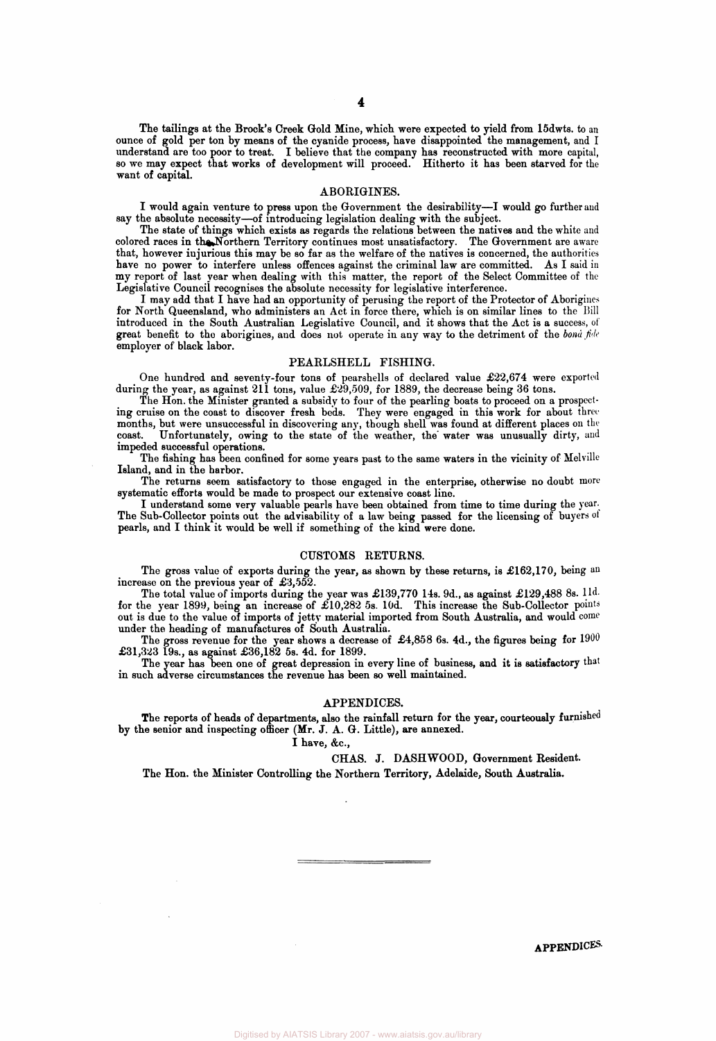The tailings at the Brock's Creek Gold Mine, which were expected to yield from 15dwts. to an ounce of gold per ton by means of the cyanide process, have disappointed the management, and I understand are too poor to treat. I believe that the company has reconstructed with more capital, so we may expect that works of development will proceed. Hitherto it has been starved for the want of capital.

## ABORIGINES.

I would again venture to press upon the Government the desirability—I would go further and say the absolute necessity—of introducing legislation dealing with the subject.

The state of things which exists as regards the relations between the natives and the white and colored races in the Northern Territory continues most unsatisfactory. The Government are aware that, however injurious this may be so far as the welfare of the natives is concerned, the authorities have no power to interfere unless offences against the criminal law are committed. As I said in my report of last year when dealing with this matter, the report of the Select Committee of the Legislative Council recognises the absolute necessity for legislative interference.

I may add that I have had an opportunity of perusing the report of the Protector of Aborigines for North Queensland, who administers an Act in force there, which is on similar lines to the Bill introduced in the South Australian Legislative Council, and it shows that the Act is a success, of great benefit to the aborigines, and does not operate in any way to the detriment of the *bonâ fide* employer of black labor.

## PEARLSHELL FISHING.

One hundred and seventy-four tons of pearlshells of declared value £22,674 were exported during the year, as against 211 tons, value £29,509, for 1889, the decrease being 36 tons.

The Hon. the Minister granted a subsidy to four of the pearling boats to proceed on a prospecting cruise on the coast to discover fresh beds. They were engaged in this work for about three months, but were unsuccessful in discovering any, though shell was found at different places on the coast. Unfortunately, owing to the state of the weather, the water was unusually dirty, and impeded successful operations.

The fishing has been confined for some years past to the same waters in the vicinity of Melville Island, and in the harbor.

The returns seem satisfactory to those engaged in the enterprise, otherwise no doubt more systematic efforts would be made to prospect our extensive coast line.

I understand some very valuable pearls have been obtained from time to time during the year. The Sub-Collector points out the advisability of a law being passed for the licensing of buyers of pearls, and I think it would be well if something of the kind were done.

## CUSTOMS RETURNS.

The gross value of exports during the year, as shown by these returns, is £162,170, being an increase on the previous year of £3,552.

The total value of imports during the year was £139,770 14s. 9d., as against £129,488 8s. 11d. for the year 1899, being an increase of £10,282 5s. 10d. This increase the Sub-Collector points out is due to the value of imports of jetty material imported from South Australia, and would come under the heading of manufactures of South Australia.

The gross revenue for the year shows a decrease of £4,858 6s. 4d., the figures being for 1900 £31,323 19s., as against £36,182 5s. 4d. for 1899.

The year has been one of great depression in every line of business, and it is satisfactory that in such adverse circumstances the revenue has been so well maintained.

## APPENDICES.

The reports of heads of departments, also the rainfall return for the year, courteously furnished by the senior and inspecting officer (Mr. J. A. G. Little), are annexed.

I have, &c.,

CHAS. J. DASHWOOD, Government Resident.

The Hon. the Minister Controlling the Northern Territory, Adelaide, South Australia.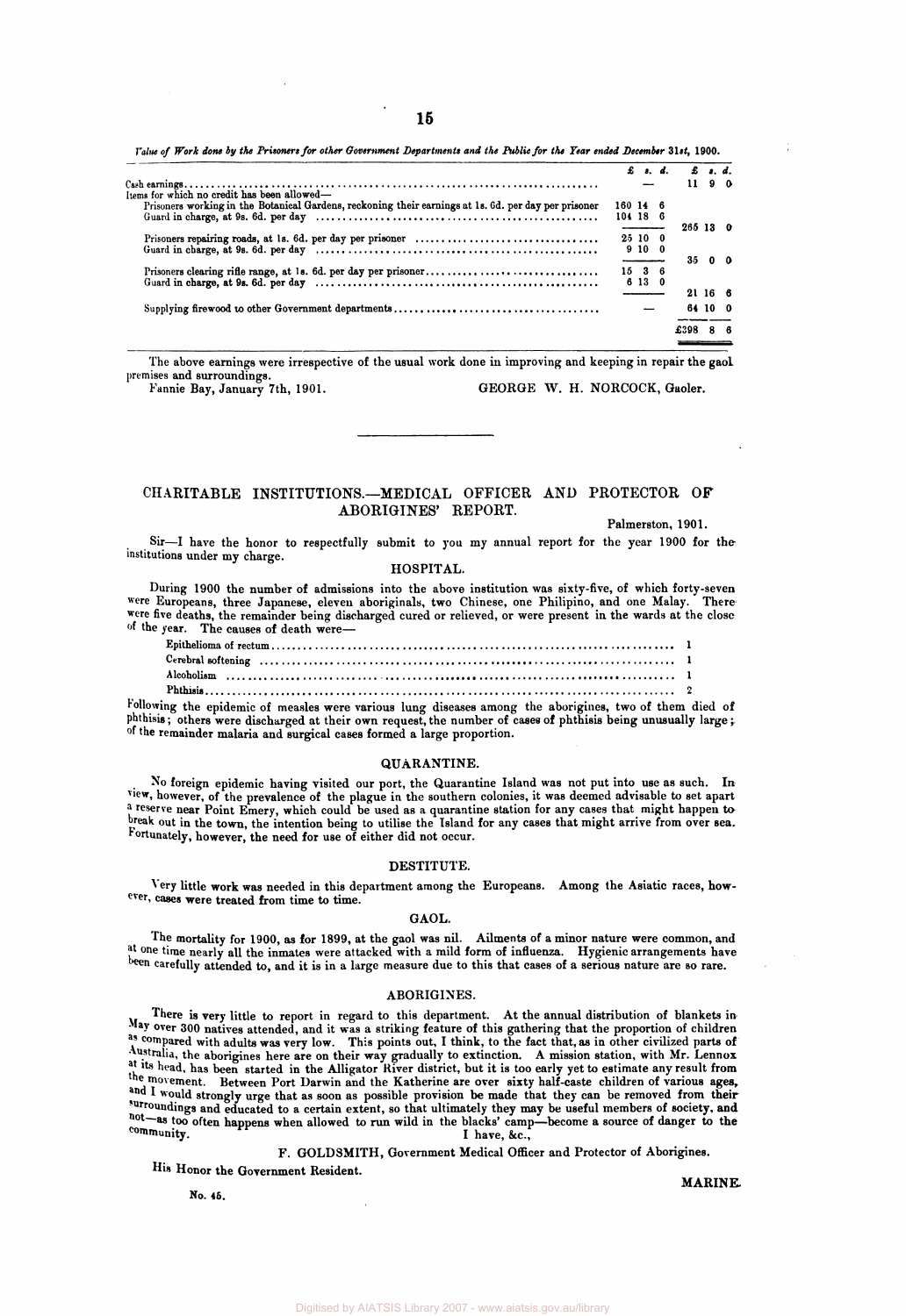*Value of Work done by the Prisoners for other Government Departments and the Public for the Year ended December 31st, 1900.*

| | £ s. d. | £ s. d. |
|---|---|---|
| Cash earnings | — | 11 9 0 |
| Items for which no credit has been allowed— | | |
| Prisoners working in the Botanical Gardens, reckoning their earnings at 1s. 6d. per day per prisoner | 160 14 6 | |
| Guard in charge, at 9s. 6d. per day | 104 18 6 | |
| | | 265 13 0 |
| Prisoners repairing roads, at 1s. 6d. per day per prisoner | 25 10 0 | |
| Guard in charge, at 9s. 6d. per day | 9 10 0 | |
| | | 35 0 0 |
| Prisoners clearing rifle range, at 1s. 6d. per day per prisoner | 15 3 6 | |
| Guard in charge, at 9s. 6d. per day | 6 13 0 | |
| | | 21 16 6 |
| Supplying firewood to other Government departments | — | 64 10 0 |
| | | £398 8 6 |

The above earnings were irrespective of the usual work done in improving and keeping in repair the gaol premises and surroundings.

Fannie Bay, January 7th, 1901. GEORGE W. H. NORCOCK, Gaoler.

---

## CHARITABLE INSTITUTIONS.—MEDICAL OFFICER AND PROTECTOR OF ABORIGINES' REPORT.

Palmerston, 1901.

Sir—I have the honor to respectfully submit to you my annual report for the year 1900 for the institutions under my charge.

### HOSPITAL.

During 1900 the number of admissions into the above institution was sixty-five, of which forty-seven were Europeans, three Japanese, eleven aboriginals, two Chinese, one Philipino, and one Malay. There were five deaths, the remainder being discharged cured or relieved, or were present in the wards at the close of the year. The causes of death were—

| | |
|---|---|
| Epithelioma of rectum | 1 |
| Cerebral softening | 1 |
| Alcoholism | 1 |
| Phthisis | 2 |

Following the epidemic of measles were various lung diseases among the aborigines, two of them died of phthisis; others were discharged at their own request, the number of cases of phthisis being unusually large; of the remainder malaria and surgical cases formed a large proportion.

### QUARANTINE.

No foreign epidemic having visited our port, the Quarantine Island was not put into use as such. In view, however, of the prevalence of the plague in the southern colonies, it was deemed advisable to set apart a reserve near Point Emery, which could be used as a quarantine station for any cases that might happen to break out in the town, the intention being to utilise the Island for any cases that might arrive from over sea. Fortunately, however, the need for use of either did not occur.

### DESTITUTE.

Very little work was needed in this department among the Europeans. Among the Asiatic races, however, cases were treated from time to time.

### GAOL.

The mortality for 1900, as for 1899, at the gaol was nil. Ailments of a minor nature were common, and at one time nearly all the inmates were attacked with a mild form of influenza. Hygienic arrangements have been carefully attended to, and it is in a large measure due to this that cases of a serious nature are so rare.

### ABORIGINES.

There is very little to report in regard to this department. At the annual distribution of blankets in May over 300 natives attended, and it was a striking feature of this gathering that the proportion of children as compared with adults was very low. This points out, I think, to the fact that, as in other civilized parts of Australia, the aborigines here are on their way gradually to extinction. A mission station, with Mr. Lennox at its head, has been started in the Alligator River district, but it is too early yet to estimate any result from the movement. Between Port Darwin and the Katherine are over sixty half-caste children of various ages, and I would strongly urge that as soon as possible provision be made that they can be removed from their surroundings and educated to a certain extent, so that ultimately they may be useful members of society, and not—as too often happens when allowed to run wild in the blacks' camp—become a source of danger to the community.

I have, &c.,

F. GOLDSMITH, Government Medical Officer and Protector of Aborigines.

His Honor the Government Resident.

No. 45.

MARINE.